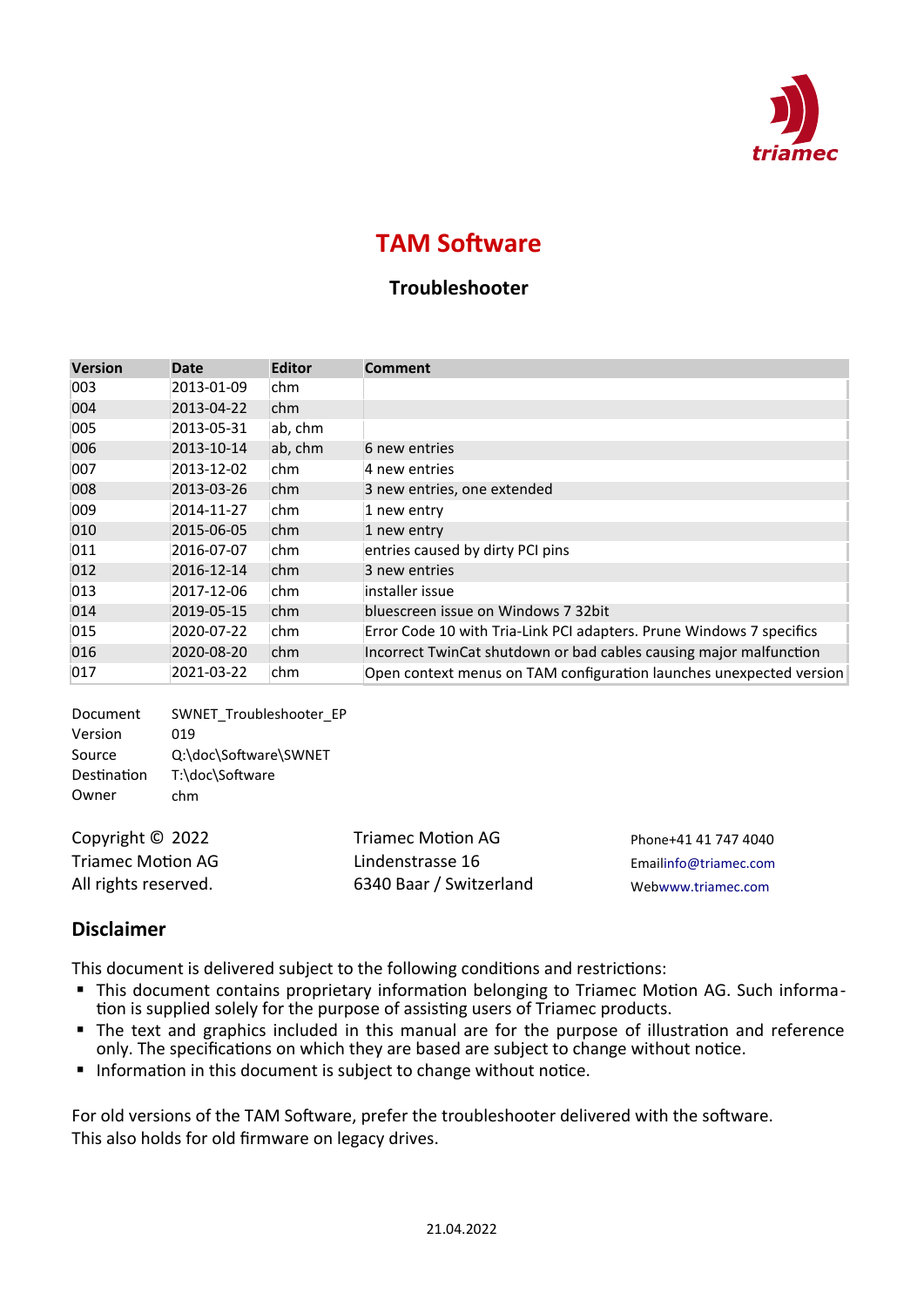triamec

# TAM Software

## Troubleshooter

| Version | Date | Editor | Comment |
|---|---|---|---|
| 003 | 2013-01-09 | chm | |
| 004 | 2013-04-22 | chm | |
| 005 | 2013-05-31 | ab, chm | |
| 006 | 2013-10-14 | ab, chm | 6 new entries |
| 007 | 2013-12-02 | chm | 4 new entries |
| 008 | 2013-03-26 | chm | 3 new entries, one extended |
| 009 | 2014-11-27 | chm | 1 new entry |
| 010 | 2015-06-05 | chm | 1 new entry |
| 011 | 2016-07-07 | chm | entries caused by dirty PCI pins |
| 012 | 2016-12-14 | chm | 3 new entries |
| 013 | 2017-12-06 | chm | installer issue |
| 014 | 2019-05-15 | chm | bluescreen issue on Windows 7 32bit |
| 015 | 2020-07-22 | chm | Error Code 10 with Tria-Link PCI adapters. Prune Windows 7 specifics |
| 016 | 2020-08-20 | chm | Incorrect TwinCat shutdown or bad cables causing major malfunction |
| 017 | 2021-03-22 | chm | Open context menus on TAM configuration launches unexpected version |

| | |
|---|---|
| Document | SWNET_Troubleshooter_EP |
| Version | 019 |
| Source | Q:\doc\Software\SWNET |
| Destination | T:\doc\Software |
| Owner | chm |

Copyright © 2022
Triamec Motion AG
All rights reserved.

Triamec Motion AG
Lindenstrasse 16
6340 Baar / Switzerland

Phone+41 41 747 4040
Emailinfo@triamec.com
Webwww.triamec.com

## Disclaimer

This document is delivered subject to the following conditions and restrictions:

- This document contains proprietary information belonging to Triamec Motion AG. Such information is supplied solely for the purpose of assisting users of Triamec products.
- The text and graphics included in this manual are for the purpose of illustration and reference only. The specifications on which they are based are subject to change without notice.
- Information in this document is subject to change without notice.

For old versions of the TAM Software, prefer the troubleshooter delivered with the software.
This also holds for old firmware on legacy drives.

21.04.2022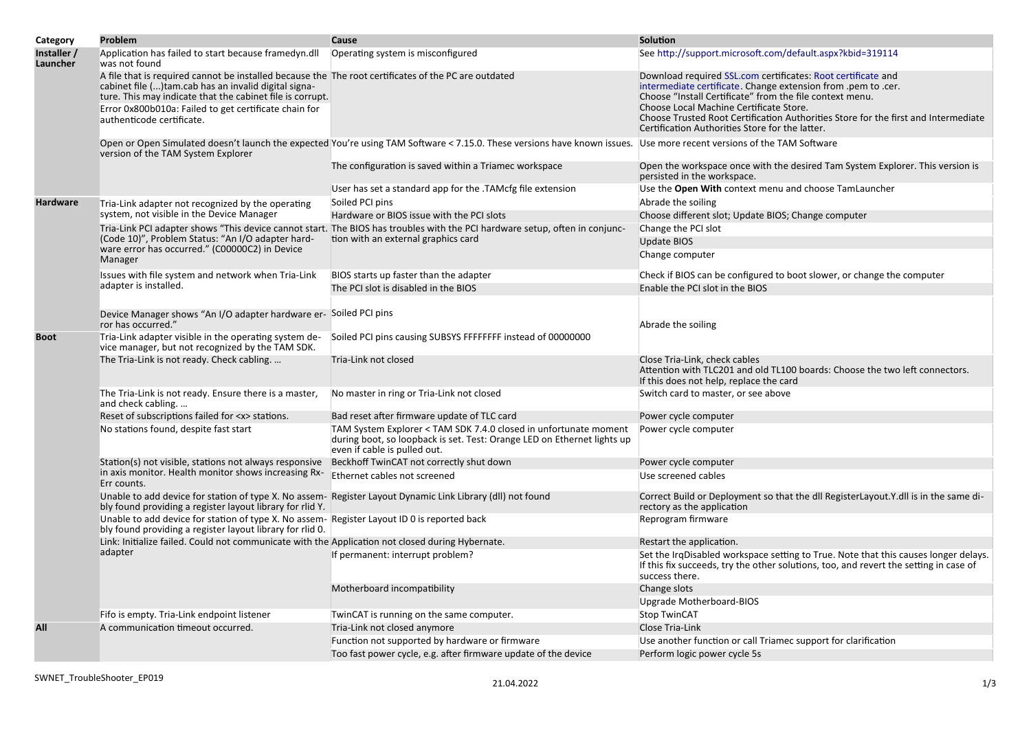| Category | Problem | Cause | Solution |
|---|---|---|---|
| Installer / Launcher | Application has failed to start because framedyn.dll was not found | Operating system is misconfigured | See http://support.microsoft.com/default.aspx?kbid=319114 |
| | A file that is required cannot be installed because the cabinet file (...)tam.cab has an invalid digital signature. This may indicate that the cabinet file is corrupt.<br>Error 0x800b010a: Failed to get certificate chain for authenticode certificate. | The root certificates of the PC are outdated | Download required SSL.com certificates: Root certificate and intermediate certificate. Change extension from .pem to .cer.<br>Choose "Install Certificate" from the file context menu.<br>Choose Local Machine Certificate Store.<br>Choose Trusted Root Certification Authorities Store for the first and Intermediate Certification Authorities Store for the latter. |
| | Open or Open Simulated doesn't launch the expected version of the TAM System Explorer | You're using TAM Software < 7.15.0. These versions have known issues. | Use more recent versions of the TAM Software |
| | | The configuration is saved within a Triamec workspace | Open the workspace once with the desired Tam System Explorer. This version is persisted in the workspace. |
| | | User has set a standard app for the .TAMcfg file extension | Use the **Open With** context menu and choose TamLauncher |
| Hardware | Tria-Link adapter not recognized by the operating system, not visible in the Device Manager | Soiled PCI pins | Abrade the soiling |
| | | Hardware or BIOS issue with the PCI slots | Choose different slot; Update BIOS; Change computer |
| | Tria-Link PCI adapter shows "This device cannot start. (Code 10)", Problem Status: "An I/O adapter hardware error has occurred." (C00000C2) in Device Manager | The BIOS has troubles with the PCI hardware setup, often in conjunction with an external graphics card | Change the PCI slot<br>Update BIOS<br>Change computer |
| | Issues with file system and network when Tria-Link adapter is installed. | BIOS starts up faster than the adapter | Check if BIOS can be configured to boot slower, or change the computer |
| | | The PCI slot is disabled in the BIOS | Enable the PCI slot in the BIOS |
| | Device Manager shows "An I/O adapter hardware error has occurred." | Soiled PCI pins | Abrade the soiling |
| Boot | Tria-Link adapter visible in the operating system device manager, but not recognized by the TAM SDK. | Soiled PCI pins causing SUBSYS FFFFFFFF instead of 00000000 | |
| | The Tria-Link is not ready. Check cabling. … | Tria-Link not closed | Close Tria-Link, check cables<br>Attention with TLC201 and old TL100 boards: Choose the two left connectors.<br>If this does not help, replace the card |
| | The Tria-Link is not ready. Ensure there is a master, and check cabling. … | No master in ring or Tria-Link not closed | Switch card to master, or see above |
| | Reset of subscriptions failed for <x> stations. | Bad reset after firmware update of TLC card | Power cycle computer |
| | No stations found, despite fast start | TAM System Explorer < TAM SDK 7.4.0 closed in unfortunate moment during boot, so loopback is set. Test: Orange LED on Ethernet lights up even if cable is pulled out. | Power cycle computer |
| | Station(s) not visible, stations not always responsive in axis monitor. Health monitor shows increasing RxErr counts. | Beckhoff TwinCAT not correctly shut down | Power cycle computer |
| | | Ethernet cables not screened | Use screened cables |
| | Unable to add device for station of type X. No assembly found providing a register layout library for rlid Y. | Register Layout Dynamic Link Library (dll) not found | Correct Build or Deployment so that the dll RegisterLayout.Y.dll is in the same directory as the application |
| | Unable to add device for station of type X. No assembly found providing a register layout library for rlid 0. | Register Layout ID 0 is reported back | Reprogram firmware |
| | Link: Initialize failed. Could not communicate with the adapter | Application not closed during Hybernate. | Restart the application. |
| | | If permanent: interrupt problem? | Set the IrqDisabled workspace setting to True. Note that this causes longer delays. If this fix succeeds, try the other solutions, too, and revert the setting in case of success there. |
| | | Motherboard incompatibility | Change slots<br>Upgrade Motherboard-BIOS |
| | Fifo is empty. Tria-Link endpoint listener | TwinCAT is running on the same computer. | Stop TwinCAT |
| All | A communication timeout occurred. | Tria-Link not closed anymore | Close Tria-Link |
| | | Function not supported by hardware or firmware | Use another function or call Triamec support for clarification |
| | | Too fast power cycle, e.g. after firmware update of the device | Perform logic power cycle 5s |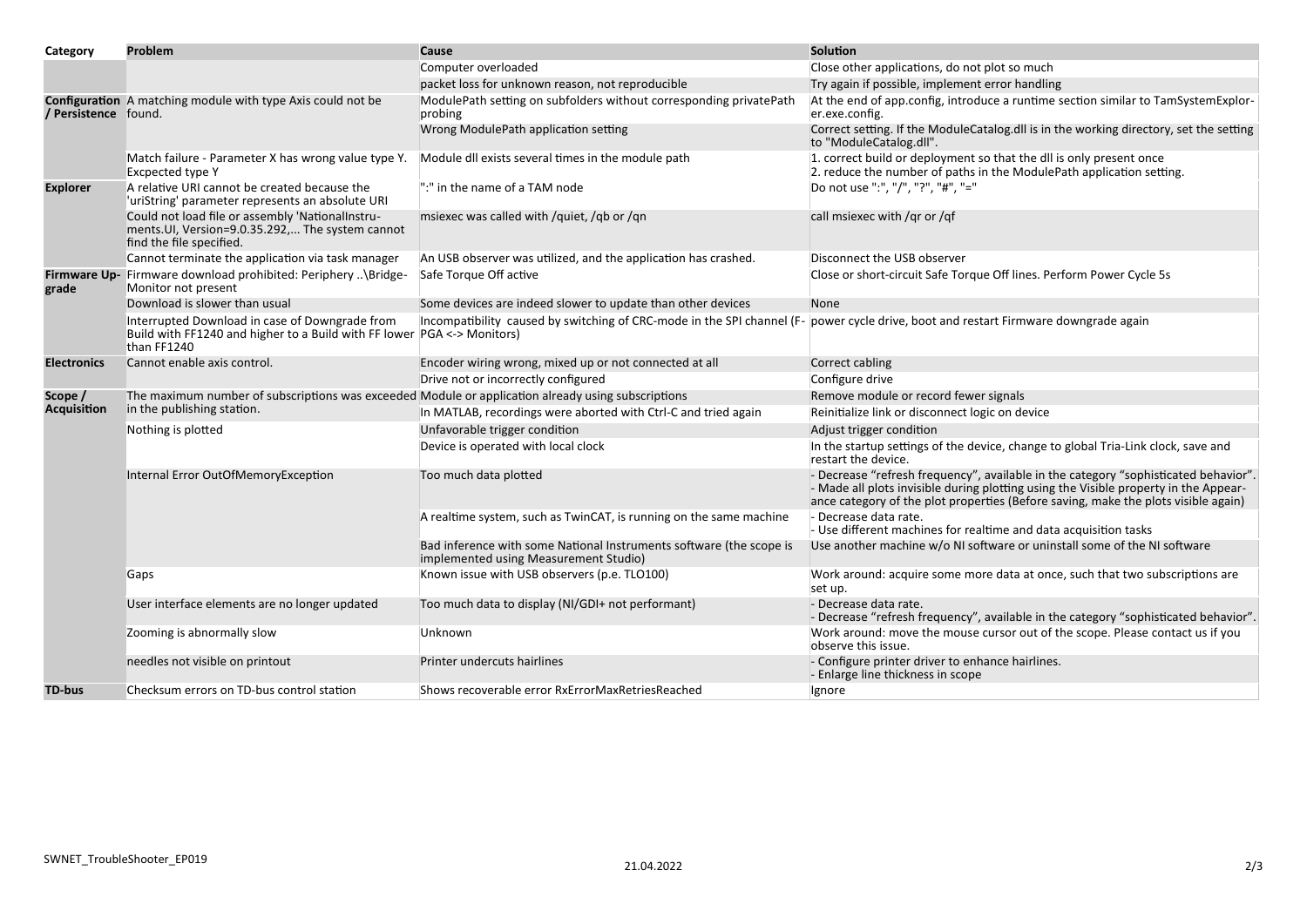| Category | Problem | Cause | Solution |
|---|---|---|---|
| | | Computer overloaded | Close other applications, do not plot so much |
| | | packet loss for unknown reason, not reproducible | Try again if possible, implement error handling |
| **Configuration / Persistence** | A matching module with type Axis could not be found. | ModulePath setting on subfolders without corresponding privatePath probing | At the end of app.config, introduce a runtime section similar to TamSystemExplorer.exe.config. |
| | | Wrong ModulePath application setting | Correct setting. If the ModuleCatalog.dll is in the working directory, set the setting to "ModuleCatalog.dll". |
| | Match failure - Parameter X has wrong value type Y. Excpected type Y | Module dll exists several times in the module path | 1. correct build or deployment so that the dll is only present once<br>2. reduce the number of paths in the ModulePath application setting. |
| **Explorer** | A relative URI cannot be created because the 'uriString' parameter represents an absolute URI | ":" in the name of a TAM node | Do not use ":", "/", "?", "#", "=" |
| | Could not load file or assembly 'NationalInstruments.UI, Version=9.0.35.292,... The system cannot find the file specified. | msiexec was called with /quiet, /qb or /qn | call msiexec with /qr or /qf |
| | Cannot terminate the application via task manager | An USB observer was utilized, and the application has crashed. | Disconnect the USB observer |
| **Firmware Upgrade** | Firmware download prohibited: Periphery ..\Bridge-Monitor not present | Safe Torque Off active | Close or short-circuit Safe Torque Off lines. Perform Power Cycle 5s |
| | Download is slower than usual | Some devices are indeed slower to update than other devices | None |
| | Interrupted Download in case of Downgrade from Build with FF1240 and higher to a Build with FF lower than FF1240 | Incompatibility caused by switching of CRC-mode in the SPI channel (FPGA <-> Monitors) | power cycle drive, boot and restart Firmware downgrade again |
| **Electronics** | Cannot enable axis control. | Encoder wiring wrong, mixed up or not connected at all | Correct cabling |
| | | Drive not or incorrectly configured | Configure drive |
| **Scope / Acquisition** | The maximum number of subscriptions was exceeded in the publishing station. | Module or application already using subscriptions | Remove module or record fewer signals |
| | | In MATLAB, recordings were aborted with Ctrl-C and tried again | Reinitialize link or disconnect logic on device |
| | Nothing is plotted | Unfavorable trigger condition | Adjust trigger condition |
| | | Device is operated with local clock | In the startup settings of the device, change to global Tria-Link clock, save and restart the device. |
| | Internal Error OutOfMemoryException | Too much data plotted | - Decrease "refresh frequency", available in the category "sophisticated behavior".<br>- Made all plots invisible during plotting using the Visible property in the Appearance category of the plot properties (Before saving, make the plots visible again) |
| | | A realtime system, such as TwinCAT, is running on the same machine | - Decrease data rate.<br>- Use different machines for realtime and data acquisition tasks |
| | | Bad inference with some National Instruments software (the scope is implemented using Measurement Studio) | Use another machine w/o NI software or uninstall some of the NI software |
| | Gaps | Known issue with USB observers (p.e. TLO100) | Work around: acquire some more data at once, such that two subscriptions are set up. |
| | User interface elements are no longer updated | Too much data to display (NI/GDI+ not performant) | - Decrease data rate.<br>- Decrease "refresh frequency", available in the category "sophisticated behavior". |
| | Zooming is abnormally slow | Unknown | Work around: move the mouse cursor out of the scope. Please contact us if you observe this issue. |
| | needles not visible on printout | Printer undercuts hairlines | - Configure printer driver to enhance hairlines.<br>- Enlarge line thickness in scope |
| **TD-bus** | Checksum errors on TD-bus control station | Shows recoverable error RxErrorMaxRetriesReached | Ignore |